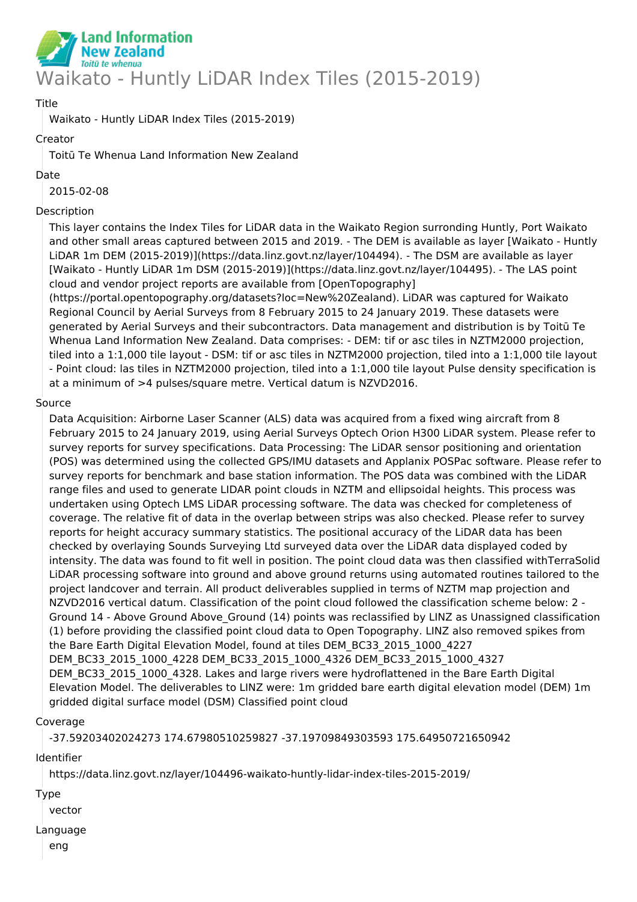Land Information New Zealand
*Toitū te whenua*

# Waikato - Huntly LiDAR Index Tiles (2015-2019)

Title

Waikato - Huntly LiDAR Index Tiles (2015-2019)

Creator

Toitū Te Whenua Land Information New Zealand

Date

2015-02-08

Description

This layer contains the Index Tiles for LiDAR data in the Waikato Region surrounding Huntly, Port Waikato and other small areas captured between 2015 and 2019. - The DEM is available as layer [Waikato - Huntly LiDAR 1m DEM (2015-2019)](https://data.linz.govt.nz/layer/104494). - The DSM are available as layer [Waikato - Huntly LiDAR 1m DSM (2015-2019)](https://data.linz.govt.nz/layer/104495). - The LAS point cloud and vendor project reports are available from [OpenTopography](https://portal.opentopography.org/datasets?loc=New%20Zealand). LiDAR was captured for Waikato Regional Council by Aerial Surveys from 8 February 2015 to 24 January 2019. These datasets were generated by Aerial Surveys and their subcontractors. Data management and distribution is by Toitū Te Whenua Land Information New Zealand. Data comprises: - DEM: tif or asc tiles in NZTM2000 projection, tiled into a 1:1,000 tile layout - DSM: tif or asc tiles in NZTM2000 projection, tiled into a 1:1,000 tile layout - Point cloud: las tiles in NZTM2000 projection, tiled into a 1:1,000 tile layout Pulse density specification is at a minimum of >4 pulses/square metre. Vertical datum is NZVD2016.

Source

Data Acquisition: Airborne Laser Scanner (ALS) data was acquired from a fixed wing aircraft from 8 February 2015 to 24 January 2019, using Aerial Surveys Optech Orion H300 LiDAR system. Please refer to survey reports for survey specifications. Data Processing: The LiDAR sensor positioning and orientation (POS) was determined using the collected GPS/IMU datasets and Applanix POSPac software. Please refer to survey reports for benchmark and base station information. The POS data was combined with the LiDAR range files and used to generate LIDAR point clouds in NZTM and ellipsoidal heights. This process was undertaken using Optech LMS LiDAR processing software. The data was checked for completeness of coverage. The relative fit of data in the overlap between strips was also checked. Please refer to survey reports for height accuracy summary statistics. The positional accuracy of the LiDAR data has been checked by overlaying Sounds Surveying Ltd surveyed data over the LiDAR data displayed coded by intensity. The data was found to fit well in position. The point cloud data was then classified withTerraSolid LiDAR processing software into ground and above ground returns using automated routines tailored to the project landcover and terrain. All product deliverables supplied in terms of NZTM map projection and NZVD2016 vertical datum. Classification of the point cloud followed the classification scheme below: 2 - Ground 14 - Above Ground Above_Ground (14) points was reclassified by LINZ as Unassigned classification (1) before providing the classified point cloud data to Open Topography. LINZ also removed spikes from the Bare Earth Digital Elevation Model, found at tiles DEM_BC33_2015_1000_4227 DEM_BC33_2015_1000_4228 DEM_BC33_2015_1000_4326 DEM_BC33_2015_1000_4327 DEM_BC33_2015_1000_4328. Lakes and large rivers were hydroflattened in the Bare Earth Digital Elevation Model. The deliverables to LINZ were: 1m gridded bare earth digital elevation model (DEM) 1m gridded digital surface model (DSM) Classified point cloud

Coverage

-37.59203402024273 174.67980510259827 -37.19709849303593 175.64950721650942

Identifier

https://data.linz.govt.nz/layer/104496-waikato-huntly-lidar-index-tiles-2015-2019/

Type

vector

Language

eng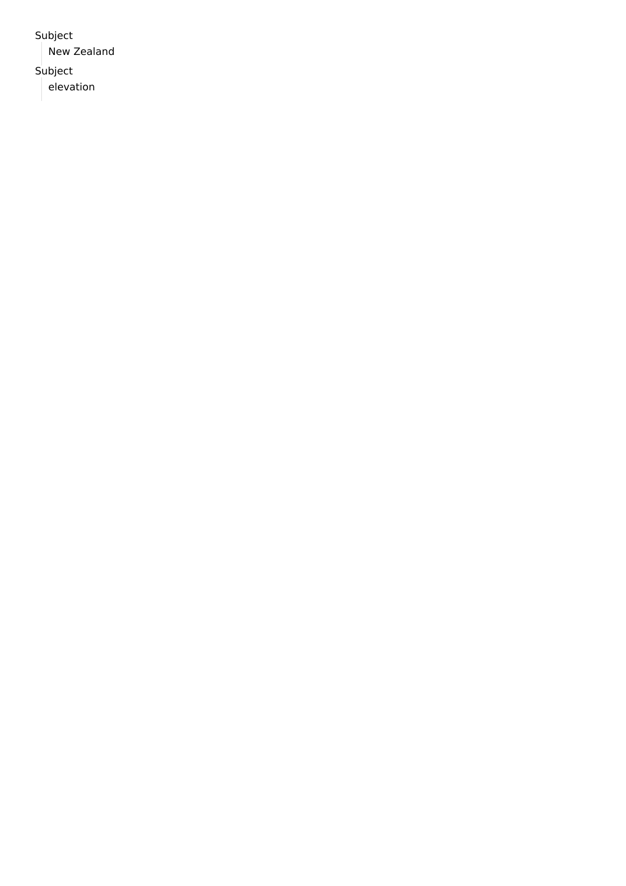Subject

New Zealand

Subject

elevation